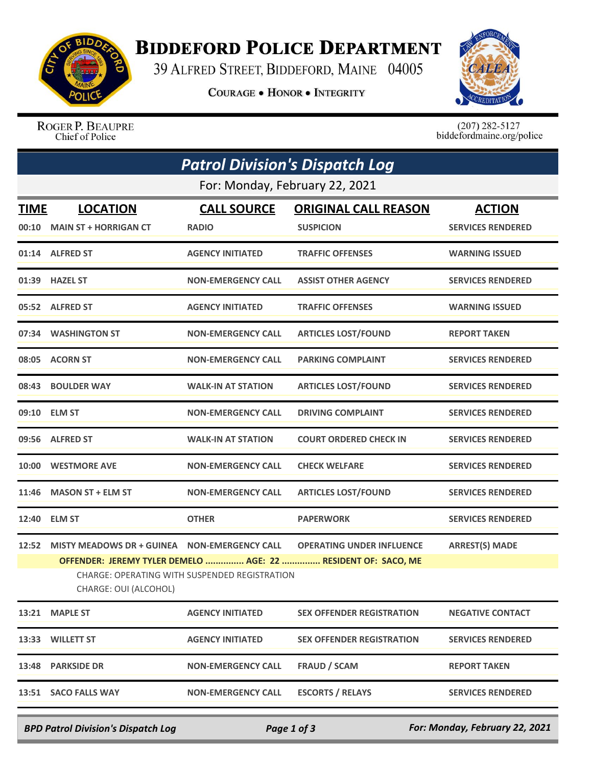# BIDDEFORD POLICE DEPARTMENT

39 ALFRED STREET, BIDDEFORD, MAINE 04005

COURAGE • HONOR • INTEGRITY

ROGER P. BEAUPRE
Chief of Police

(207) 282-5127
biddefordmaine.org/police

## *Patrol Division's Dispatch Log*

For: Monday, February 22, 2021

| TIME | LOCATION | CALL SOURCE | ORIGINAL CALL REASON | ACTION |
|---|---|---|---|---|
| 00:10 | MAIN ST + HORRIGAN CT | RADIO | SUSPICION | SERVICES RENDERED |
| 01:14 | ALFRED ST | AGENCY INITIATED | TRAFFIC OFFENSES | WARNING ISSUED |
| 01:39 | HAZEL ST | NON-EMERGENCY CALL | ASSIST OTHER AGENCY | SERVICES RENDERED |
| 05:52 | ALFRED ST | AGENCY INITIATED | TRAFFIC OFFENSES | WARNING ISSUED |
| 07:34 | WASHINGTON ST | NON-EMERGENCY CALL | ARTICLES LOST/FOUND | REPORT TAKEN |
| 08:05 | ACORN ST | NON-EMERGENCY CALL | PARKING COMPLAINT | SERVICES RENDERED |
| 08:43 | BOULDER WAY | WALK-IN AT STATION | ARTICLES LOST/FOUND | SERVICES RENDERED |
| 09:10 | ELM ST | NON-EMERGENCY CALL | DRIVING COMPLAINT | SERVICES RENDERED |
| 09:56 | ALFRED ST | WALK-IN AT STATION | COURT ORDERED CHECK IN | SERVICES RENDERED |
| 10:00 | WESTMORE AVE | NON-EMERGENCY CALL | CHECK WELFARE | SERVICES RENDERED |
| 11:46 | MASON ST + ELM ST | NON-EMERGENCY CALL | ARTICLES LOST/FOUND | SERVICES RENDERED |
| 12:40 | ELM ST | OTHER | PAPERWORK | SERVICES RENDERED |
| 12:52 | MISTY MEADOWS DR + GUINEA | NON-EMERGENCY CALL | OPERATING UNDER INFLUENCE | ARREST(S) MADE |

**OFFENDER: JEREMY TYLER DEMELO ............... AGE: 22 ............... RESIDENT OF: SACO, ME**

CHARGE: OPERATING WITH SUSPENDED REGISTRATION

CHARGE: OUI (ALCOHOL)

| TIME | LOCATION | CALL SOURCE | ORIGINAL CALL REASON | ACTION |
|---|---|---|---|---|
| 13:21 | MAPLE ST | AGENCY INITIATED | SEX OFFENDER REGISTRATION | NEGATIVE CONTACT |
| 13:33 | WILLETT ST | AGENCY INITIATED | SEX OFFENDER REGISTRATION | SERVICES RENDERED |
| 13:48 | PARKSIDE DR | NON-EMERGENCY CALL | FRAUD / SCAM | REPORT TAKEN |
| 13:51 | SACO FALLS WAY | NON-EMERGENCY CALL | ESCORTS / RELAYS | SERVICES RENDERED |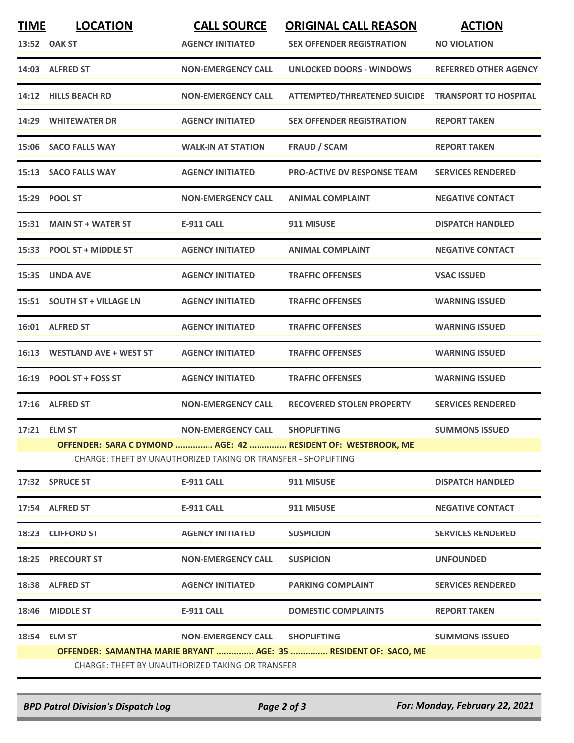| TIME | LOCATION | CALL SOURCE | ORIGINAL CALL REASON | ACTION |
|---|---|---|---|---|
| 13:52 | OAK ST | AGENCY INITIATED | SEX OFFENDER REGISTRATION | NO VIOLATION |
| 14:03 | ALFRED ST | NON-EMERGENCY CALL | UNLOCKED DOORS - WINDOWS | REFERRED OTHER AGENCY |
| 14:12 | HILLS BEACH RD | NON-EMERGENCY CALL | ATTEMPTED/THREATENED SUICIDE | TRANSPORT TO HOSPITAL |
| 14:29 | WHITEWATER DR | AGENCY INITIATED | SEX OFFENDER REGISTRATION | REPORT TAKEN |
| 15:06 | SACO FALLS WAY | WALK-IN AT STATION | FRAUD / SCAM | REPORT TAKEN |
| 15:13 | SACO FALLS WAY | AGENCY INITIATED | PRO-ACTIVE DV RESPONSE TEAM | SERVICES RENDERED |
| 15:29 | POOL ST | NON-EMERGENCY CALL | ANIMAL COMPLAINT | NEGATIVE CONTACT |
| 15:31 | MAIN ST + WATER ST | E-911 CALL | 911 MISUSE | DISPATCH HANDLED |
| 15:33 | POOL ST + MIDDLE ST | AGENCY INITIATED | ANIMAL COMPLAINT | NEGATIVE CONTACT |
| 15:35 | LINDA AVE | AGENCY INITIATED | TRAFFIC OFFENSES | VSAC ISSUED |
| 15:51 | SOUTH ST + VILLAGE LN | AGENCY INITIATED | TRAFFIC OFFENSES | WARNING ISSUED |
| 16:01 | ALFRED ST | AGENCY INITIATED | TRAFFIC OFFENSES | WARNING ISSUED |
| 16:13 | WESTLAND AVE + WEST ST | AGENCY INITIATED | TRAFFIC OFFENSES | WARNING ISSUED |
| 16:19 | POOL ST + FOSS ST | AGENCY INITIATED | TRAFFIC OFFENSES | WARNING ISSUED |
| 17:16 | ALFRED ST | NON-EMERGENCY CALL | RECOVERED STOLEN PROPERTY | SERVICES RENDERED |
| 17:21 | ELM ST | NON-EMERGENCY CALL | SHOPLIFTING | SUMMONS ISSUED |

**OFFENDER: SARA C DYMOND ............... AGE: 42 ............... RESIDENT OF: WESTBROOK, ME**

CHARGE: THEFT BY UNAUTHORIZED TAKING OR TRANSFER - SHOPLIFTING

| TIME | LOCATION | CALL SOURCE | ORIGINAL CALL REASON | ACTION |
|---|---|---|---|---|
| 17:32 | SPRUCE ST | E-911 CALL | 911 MISUSE | DISPATCH HANDLED |
| 17:54 | ALFRED ST | E-911 CALL | 911 MISUSE | NEGATIVE CONTACT |
| 18:23 | CLIFFORD ST | AGENCY INITIATED | SUSPICION | SERVICES RENDERED |
| 18:25 | PRECOURT ST | NON-EMERGENCY CALL | SUSPICION | UNFOUNDED |
| 18:38 | ALFRED ST | AGENCY INITIATED | PARKING COMPLAINT | SERVICES RENDERED |
| 18:46 | MIDDLE ST | E-911 CALL | DOMESTIC COMPLAINTS | REPORT TAKEN |
| 18:54 | ELM ST | NON-EMERGENCY CALL | SHOPLIFTING | SUMMONS ISSUED |

**OFFENDER: SAMANTHA MARIE BRYANT ............... AGE: 35 ............... RESIDENT OF: SACO, ME**

CHARGE: THEFT BY UNAUTHORIZED TAKING OR TRANSFER

*BPD Patrol Division's Dispatch Log* — *For: Monday, February 22, 2021*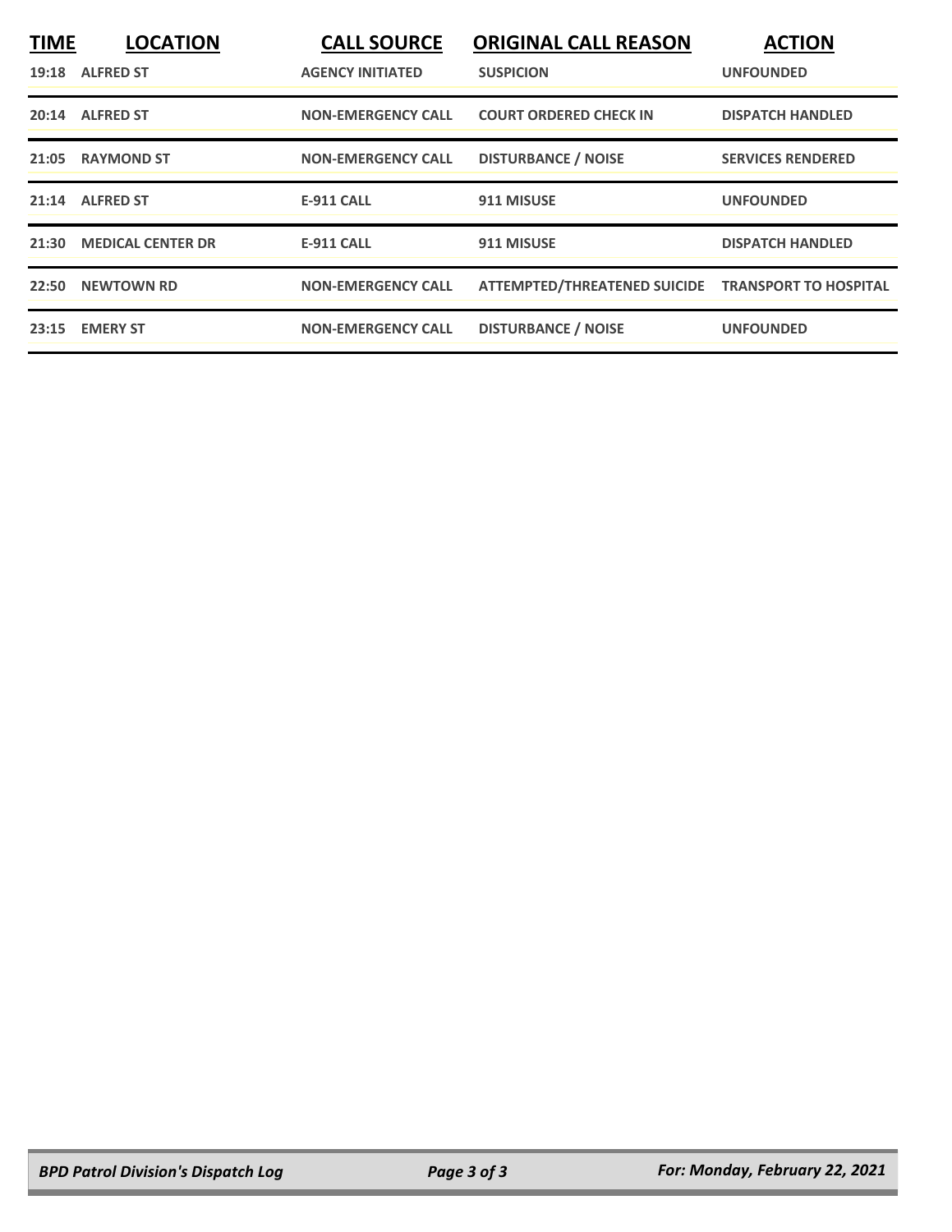| TIME | LOCATION | CALL SOURCE | ORIGINAL CALL REASON | ACTION |
|---|---|---|---|---|
| 19:18 | ALFRED ST | AGENCY INITIATED | SUSPICION | UNFOUNDED |
| 20:14 | ALFRED ST | NON-EMERGENCY CALL | COURT ORDERED CHECK IN | DISPATCH HANDLED |
| 21:05 | RAYMOND ST | NON-EMERGENCY CALL | DISTURBANCE / NOISE | SERVICES RENDERED |
| 21:14 | ALFRED ST | E-911 CALL | 911 MISUSE | UNFOUNDED |
| 21:30 | MEDICAL CENTER DR | E-911 CALL | 911 MISUSE | DISPATCH HANDLED |
| 22:50 | NEWTOWN RD | NON-EMERGENCY CALL | ATTEMPTED/THREATENED SUICIDE | TRANSPORT TO HOSPITAL |
| 23:15 | EMERY ST | NON-EMERGENCY CALL | DISTURBANCE / NOISE | UNFOUNDED |